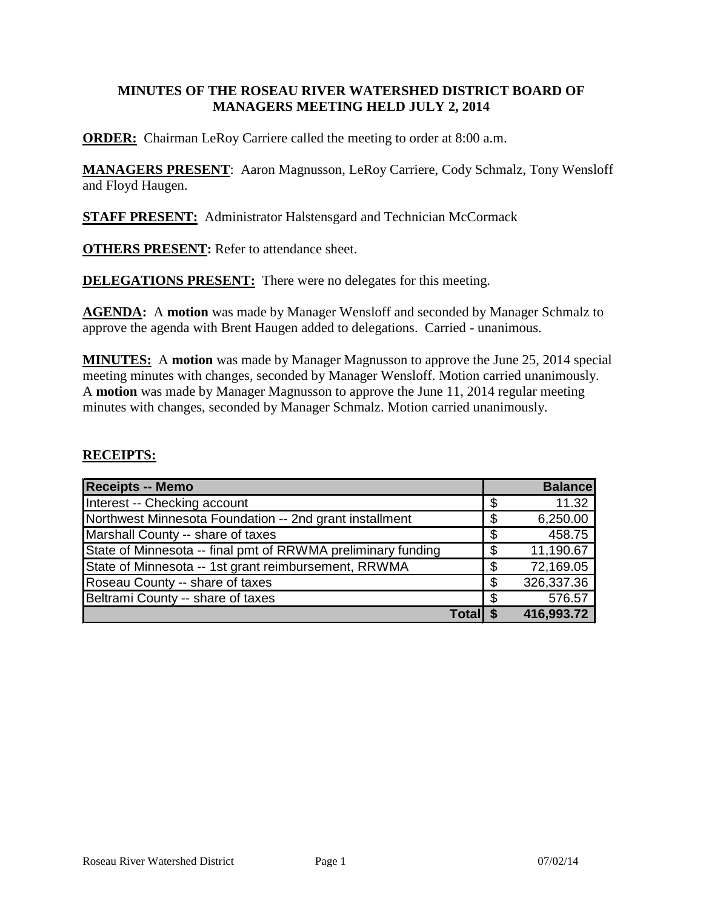# MINUTES OF THE ROSEAU RIVER WATERSHED DISTRICT BOARD OF MANAGERS MEETING HELD JULY 2, 2014

**ORDER:** Chairman LeRoy Carriere called the meeting to order at 8:00 a.m.

**MANAGERS PRESENT**: Aaron Magnusson, LeRoy Carriere, Cody Schmalz, Tony Wensloff and Floyd Haugen.

**STAFF PRESENT:** Administrator Halstensgard and Technician McCormack

**OTHERS PRESENT:** Refer to attendance sheet.

**DELEGATIONS PRESENT:** There were no delegates for this meeting.

**AGENDA:** A **motion** was made by Manager Wensloff and seconded by Manager Schmalz to approve the agenda with Brent Haugen added to delegations. Carried - unanimous.

**MINUTES:** A **motion** was made by Manager Magnusson to approve the June 25, 2014 special meeting minutes with changes, seconded by Manager Wensloff. Motion carried unanimously. A **motion** was made by Manager Magnusson to approve the June 11, 2014 regular meeting minutes with changes, seconded by Manager Schmalz. Motion carried unanimously.

**RECEIPTS:**

| Receipts -- Memo | Balance |
|---|---|
| Interest -- Checking account | $ 11.32 |
| Northwest Minnesota Foundation -- 2nd grant installment | $ 6,250.00 |
| Marshall County -- share of taxes | $ 458.75 |
| State of Minnesota -- final pmt of RRWMA preliminary funding | $ 11,190.67 |
| State of Minnesota -- 1st grant reimbursement, RRWMA | $ 72,169.05 |
| Roseau County -- share of taxes | $ 326,337.36 |
| Beltrami County -- share of taxes | $ 576.57 |
| **Total** | **$ 416,993.72** |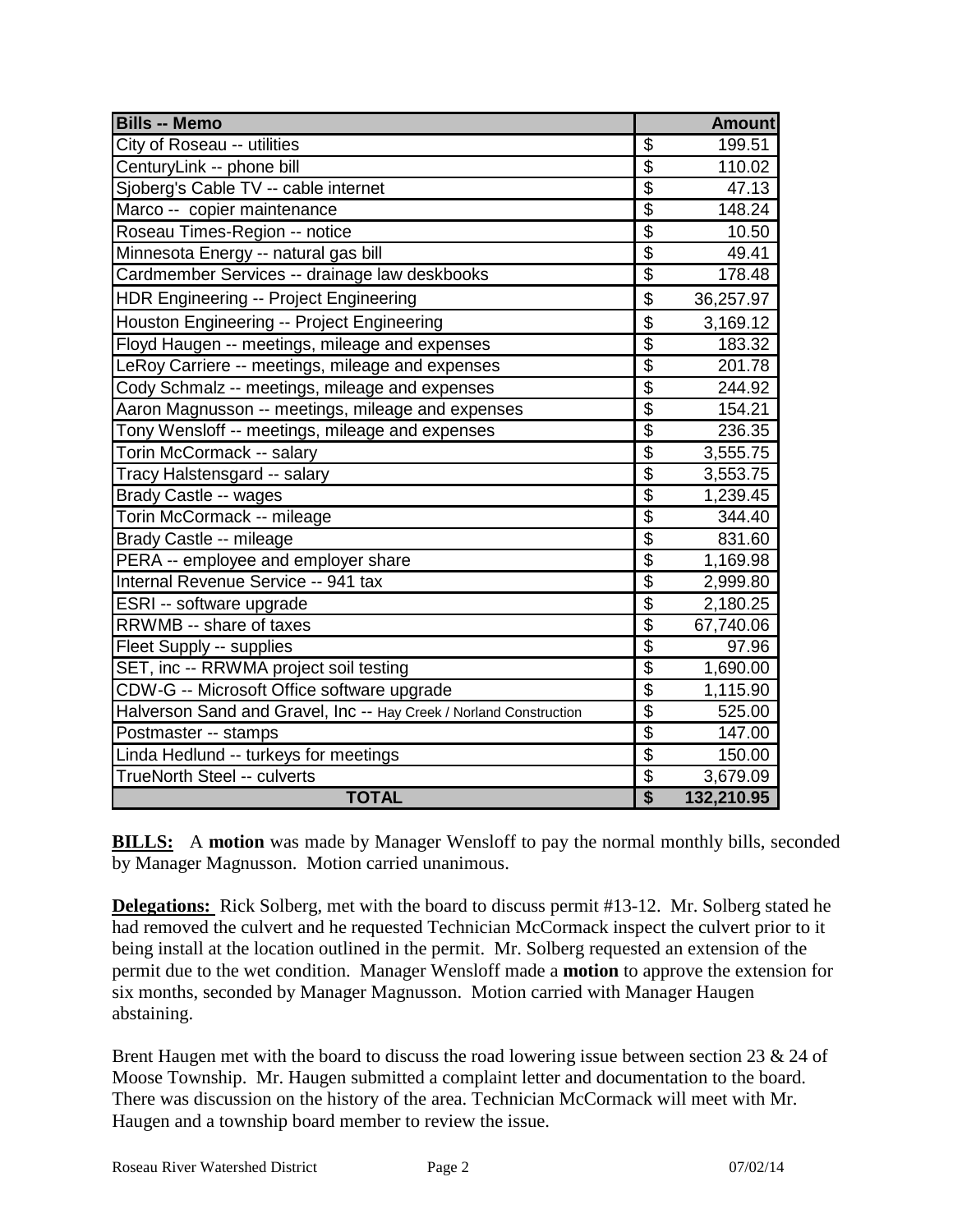| Bills -- Memo | | Amount |
|---|---|---|
| City of Roseau -- utilities | $ | 199.51 |
| CenturyLink -- phone bill | $ | 110.02 |
| Sjoberg's Cable TV -- cable internet | $ | 47.13 |
| Marco -- copier maintenance | $ | 148.24 |
| Roseau Times-Region -- notice | $ | 10.50 |
| Minnesota Energy -- natural gas bill | $ | 49.41 |
| Cardmember Services -- drainage law deskbooks | $ | 178.48 |
| HDR Engineering -- Project Engineering | $ | 36,257.97 |
| Houston Engineering -- Project Engineering | $ | 3,169.12 |
| Floyd Haugen -- meetings, mileage and expenses | $ | 183.32 |
| LeRoy Carriere -- meetings, mileage and expenses | $ | 201.78 |
| Cody Schmalz -- meetings, mileage and expenses | $ | 244.92 |
| Aaron Magnusson -- meetings, mileage and expenses | $ | 154.21 |
| Tony Wensloff -- meetings, mileage and expenses | $ | 236.35 |
| Torin McCormack -- salary | $ | 3,555.75 |
| Tracy Halstensgard -- salary | $ | 3,553.75 |
| Brady Castle -- wages | $ | 1,239.45 |
| Torin McCormack -- mileage | $ | 344.40 |
| Brady Castle -- mileage | $ | 831.60 |
| PERA -- employee and employer share | $ | 1,169.98 |
| Internal Revenue Service -- 941 tax | $ | 2,999.80 |
| ESRI -- software upgrade | $ | 2,180.25 |
| RRWMB -- share of taxes | $ | 67,740.06 |
| Fleet Supply -- supplies | $ | 97.96 |
| SET, inc -- RRWMA project soil testing | $ | 1,690.00 |
| CDW-G -- Microsoft Office software upgrade | $ | 1,115.90 |
| Halverson Sand and Gravel, Inc -- Hay Creek / Norland Construction | $ | 525.00 |
| Postmaster -- stamps | $ | 147.00 |
| Linda Hedlund -- turkeys for meetings | $ | 150.00 |
| TrueNorth Steel -- culverts | $ | 3,679.09 |
| **TOTAL** | **$** | **132,210.95** |

**BILLS:** A **motion** was made by Manager Wensloff to pay the normal monthly bills, seconded by Manager Magnusson. Motion carried unanimous.

**Delegations:** Rick Solberg, met with the board to discuss permit #13-12. Mr. Solberg stated he had removed the culvert and he requested Technician McCormack inspect the culvert prior to it being install at the location outlined in the permit. Mr. Solberg requested an extension of the permit due to the wet condition. Manager Wensloff made a **motion** to approve the extension for six months, seconded by Manager Magnusson. Motion carried with Manager Haugen abstaining.

Brent Haugen met with the board to discuss the road lowering issue between section 23 & 24 of Moose Township. Mr. Haugen submitted a complaint letter and documentation to the board. There was discussion on the history of the area. Technician McCormack will meet with Mr. Haugen and a township board member to review the issue.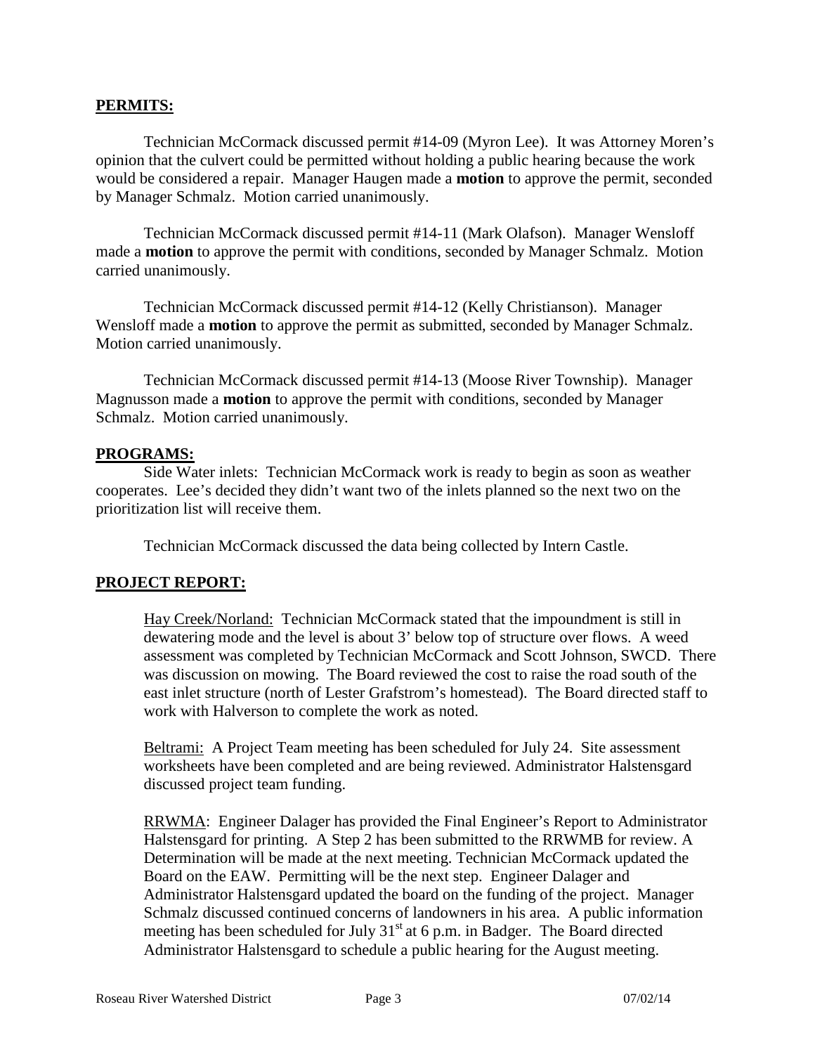**PERMITS:**

Technician McCormack discussed permit #14-09 (Myron Lee). It was Attorney Moren's opinion that the culvert could be permitted without holding a public hearing because the work would be considered a repair. Manager Haugen made a **motion** to approve the permit, seconded by Manager Schmalz. Motion carried unanimously.

Technician McCormack discussed permit #14-11 (Mark Olafson). Manager Wensloff made a **motion** to approve the permit with conditions, seconded by Manager Schmalz. Motion carried unanimously.

Technician McCormack discussed permit #14-12 (Kelly Christianson). Manager Wensloff made a **motion** to approve the permit as submitted, seconded by Manager Schmalz. Motion carried unanimously.

Technician McCormack discussed permit #14-13 (Moose River Township). Manager Magnusson made a **motion** to approve the permit with conditions, seconded by Manager Schmalz. Motion carried unanimously.

**PROGRAMS:**

Side Water inlets: Technician McCormack work is ready to begin as soon as weather cooperates. Lee's decided they didn't want two of the inlets planned so the next two on the prioritization list will receive them.

Technician McCormack discussed the data being collected by Intern Castle.

**PROJECT REPORT:**

Hay Creek/Norland: Technician McCormack stated that the impoundment is still in dewatering mode and the level is about 3' below top of structure over flows. A weed assessment was completed by Technician McCormack and Scott Johnson, SWCD. There was discussion on mowing. The Board reviewed the cost to raise the road south of the east inlet structure (north of Lester Grafstrom's homestead). The Board directed staff to work with Halverson to complete the work as noted.

Beltrami: A Project Team meeting has been scheduled for July 24. Site assessment worksheets have been completed and are being reviewed. Administrator Halstensgard discussed project team funding.

RRWMA: Engineer Dalager has provided the Final Engineer's Report to Administrator Halstensgard for printing. A Step 2 has been submitted to the RRWMB for review. A Determination will be made at the next meeting. Technician McCormack updated the Board on the EAW. Permitting will be the next step. Engineer Dalager and Administrator Halstensgard updated the board on the funding of the project. Manager Schmalz discussed continued concerns of landowners in his area. A public information meeting has been scheduled for July 31st at 6 p.m. in Badger. The Board directed Administrator Halstensgard to schedule a public hearing for the August meeting.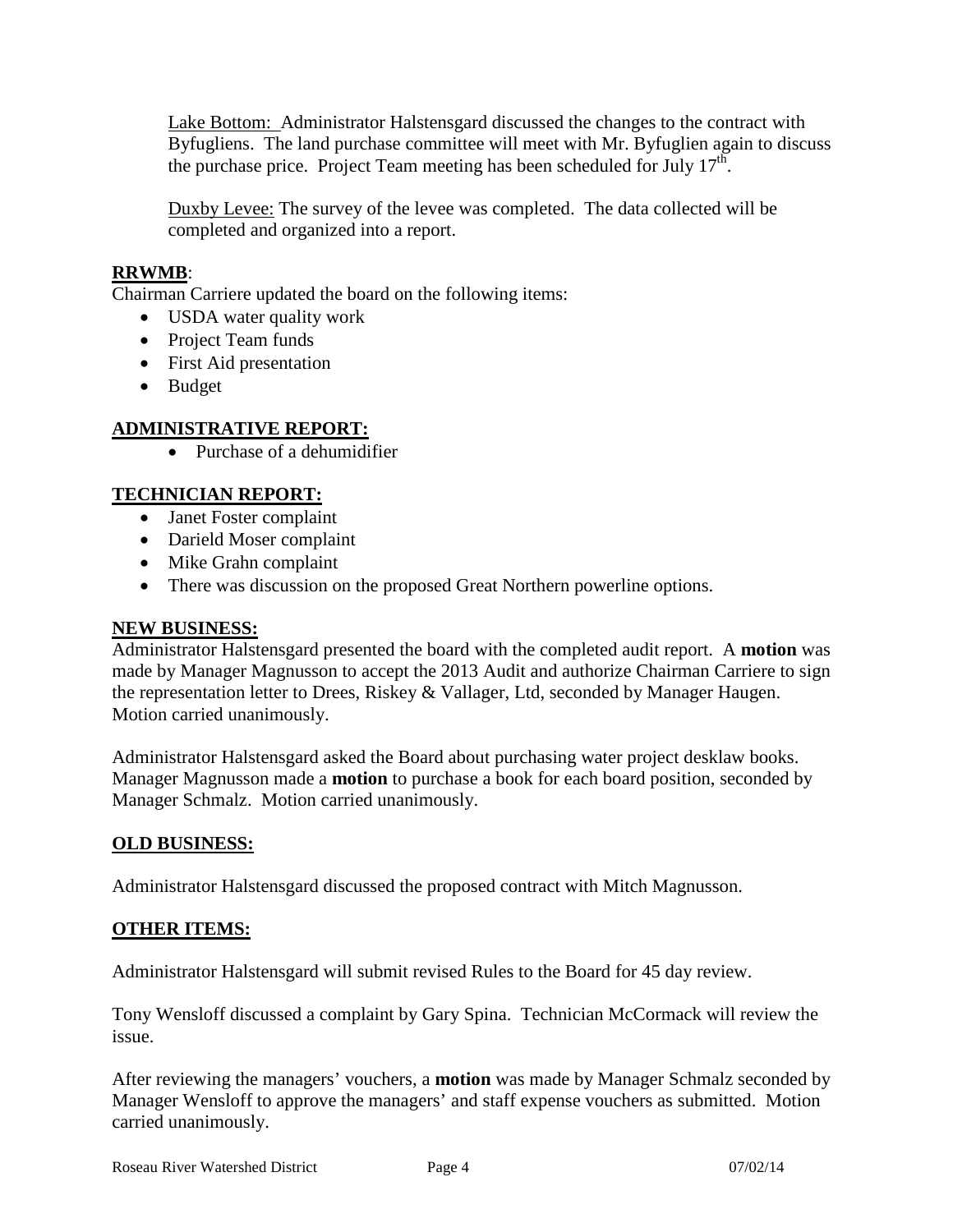Lake Bottom: Administrator Halstensgard discussed the changes to the contract with Byfugliens. The land purchase committee will meet with Mr. Byfuglien again to discuss the purchase price. Project Team meeting has been scheduled for July 17th.

Duxby Levee: The survey of the levee was completed. The data collected will be completed and organized into a report.

**RRWMB**:

Chairman Carriere updated the board on the following items:

- USDA water quality work
- Project Team funds
- First Aid presentation
- Budget

**ADMINISTRATIVE REPORT:**

- Purchase of a dehumidifier

**TECHNICIAN REPORT:**

- Janet Foster complaint
- Darield Moser complaint
- Mike Grahn complaint
- There was discussion on the proposed Great Northern powerline options.

**NEW BUSINESS:**

Administrator Halstensgard presented the board with the completed audit report. A **motion** was made by Manager Magnusson to accept the 2013 Audit and authorize Chairman Carriere to sign the representation letter to Drees, Riskey & Vallager, Ltd, seconded by Manager Haugen. Motion carried unanimously.

Administrator Halstensgard asked the Board about purchasing water project desklaw books. Manager Magnusson made a **motion** to purchase a book for each board position, seconded by Manager Schmalz. Motion carried unanimously.

**OLD BUSINESS:**

Administrator Halstensgard discussed the proposed contract with Mitch Magnusson.

**OTHER ITEMS:**

Administrator Halstensgard will submit revised Rules to the Board for 45 day review.

Tony Wensloff discussed a complaint by Gary Spina. Technician McCormack will review the issue.

After reviewing the managers' vouchers, a **motion** was made by Manager Schmalz seconded by Manager Wensloff to approve the managers' and staff expense vouchers as submitted. Motion carried unanimously.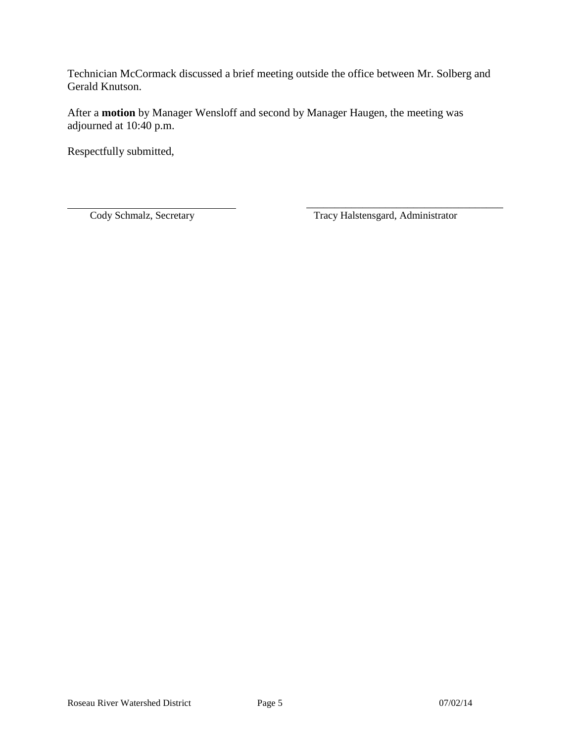Technician McCormack discussed a brief meeting outside the office between Mr. Solberg and Gerald Knutson.

After a **motion** by Manager Wensloff and second by Manager Haugen, the meeting was adjourned at 10:40 p.m.

Respectfully submitted,

| | |
|---|---|
| \_\_\_\_\_\_\_\_\_\_\_\_\_\_\_\_\_\_\_\_\_\_\_\_\_\_\_\_ | \_\_\_\_\_\_\_\_\_\_\_\_\_\_\_\_\_\_\_\_\_\_\_\_\_\_\_\_\_\_\_\_\_ |
| Cody Schmalz, Secretary | Tracy Halstensgard, Administrator |